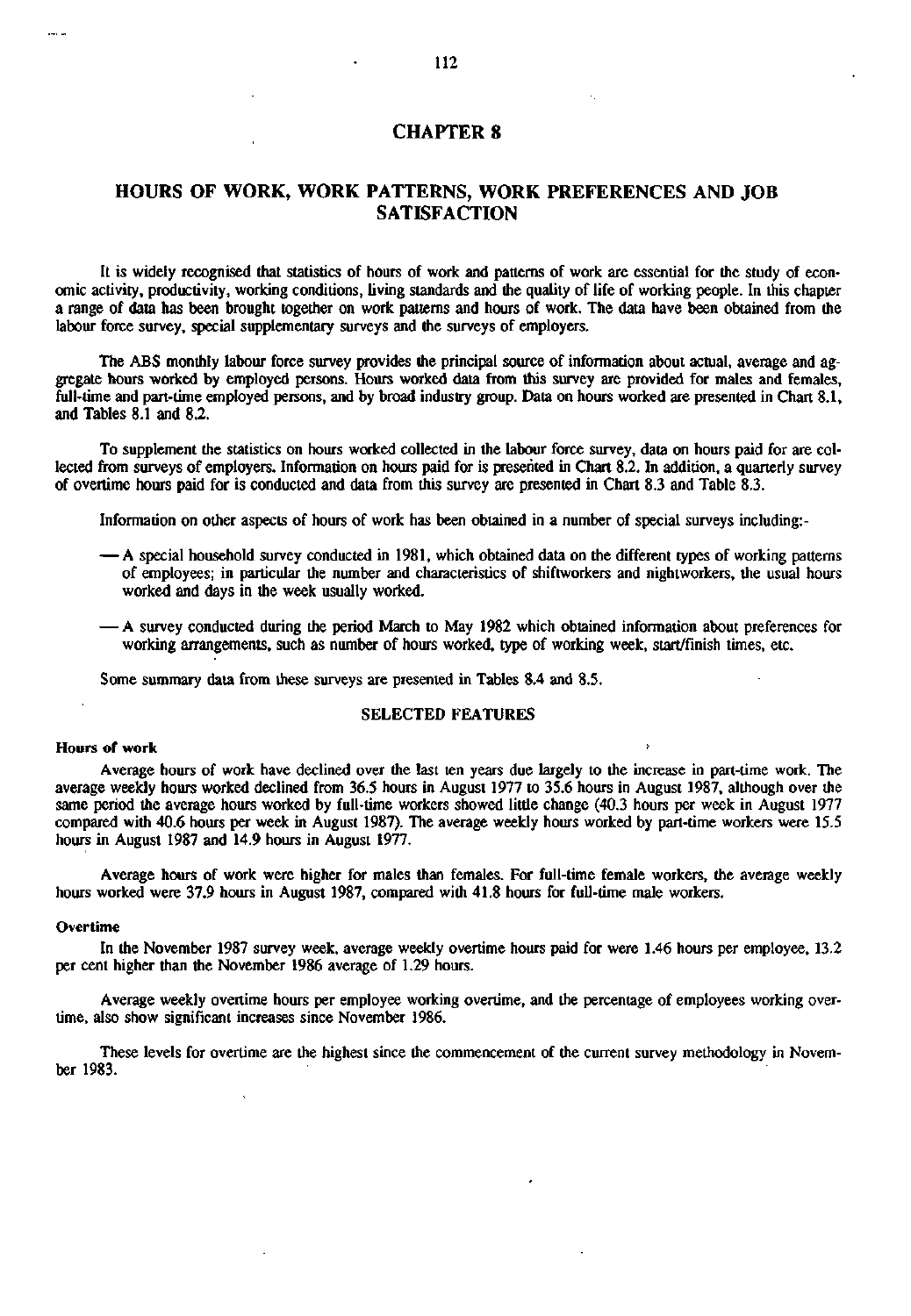# CHAPTER 8

## HOURS OF WORK, WORK PATTERNS, WORK PREFERENCES AND JOB SATISFACTION

It is widely recognised that statistics of hours of work and patterns of work are essential for the study of economic activity, productivity, working conditions, living standards and the quality of life of working people. In this chapter a range of data has been brought together on work patterns and hours of work. The data have been obtained from the labour force survey, special supplementary surveys and the surveys of employers.

The ABS monthly labour force survey provides the principal source of information about actual, average and aggregate hours worked by employed persons. Hours worked data from this survey are provided for males and females, full-time and part-time employed persons, and by broad industry group. Data on hours worked are presented in Chart 8.1, and Tables 8.1 and 8.2.

To supplement the statistics on hours worked collected in the labour force survey, data on hours paid for are collected from surveys of employers. Information on hours paid for is presented in Chart 8.2. In addition, a quarterly survey of overtime hours paid for is conducted and data from this survey are presented in Chart 8.3 and Table 8.3.

Information on other aspects of hours of work has been obtained in a number of special surveys including:-

- — A special household survey conducted in 1981, which obtained data on the different types of working patterns of employees; in particular the number and characteristics of shiftworkers and nightworkers, the usual hours worked and days in the week usually worked.
- — A survey conducted during the period March to May 1982 which obtained information about preferences for working arrangements, such as number of hours worked, type of working week, start/finish times, etc.

Some summary data from these surveys are presented in Tables 8.4 and 8.5.

### SELECTED FEATURES

#### Hours of work

Average hours of work have declined over the last ten years due largely to the increase in part-time work. The average weekly hours worked declined from 36.5 hours in August 1977 to 35.6 hours in August 1987, although over the same period the average hours worked by full-time workers showed little change (40.3 hours per week in August 1977 compared with 40.6 hours per week in August 1987). The average weekly hours worked by part-time workers were 15.5 hours in August 1987 and 14.9 hours in August 1977.

Average hours of work were higher for males than females. For full-time female workers, the average weekly hours worked were 37.9 hours in August 1987, compared with 41.8 hours for full-time male workers.

#### Overtime

In the November 1987 survey week, average weekly overtime hours paid for were 1.46 hours per employee, 13.2 per cent higher than the November 1986 average of 1.29 hours.

Average weekly overtime hours per employee working overtime, and the percentage of employees working overtime, also show significant increases since November 1986.

These levels for overtime are the highest since the commencement of the current survey methodology in November 1983.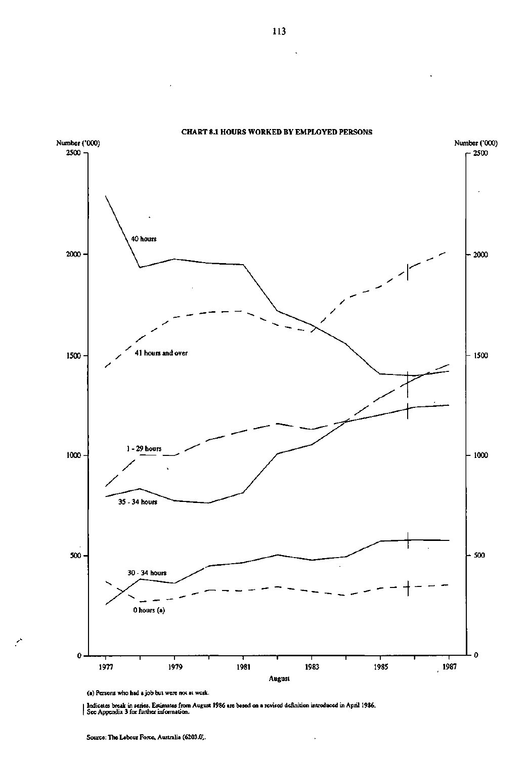**CHART 8.1 HOURS WORKED BY EMPLOYED PERSONS**

Number ('000)

40 hours

41 hours and over

1 - 29 hours

35 - 34 hours

30 - 34 hours

0 hours (a)

August

(a) Persons who had a job but were not at work.

| Indicates break in series. Estimates from August 1986 are based on a revised definition introduced in April 1986. See Appendix 3 for further information.

Source: The Labour Force, Australia (6203.0).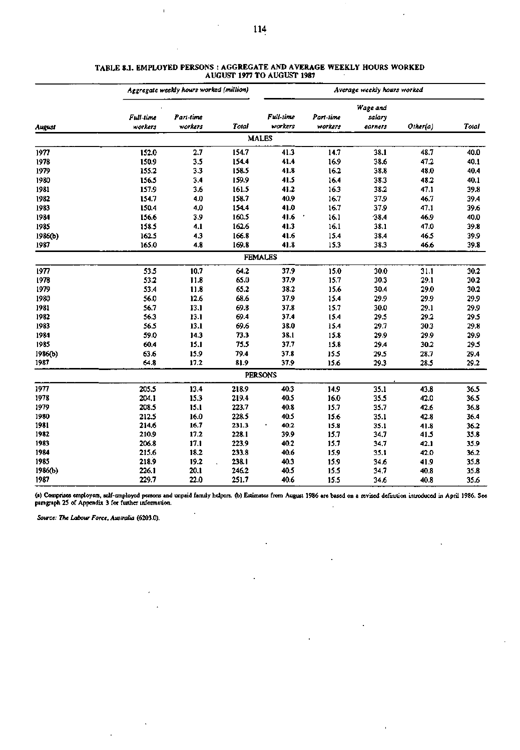**TABLE 8.1. EMPLOYED PERSONS : AGGREGATE AND AVERAGE WEEKLY HOURS WORKED AUGUST 1977 TO AUGUST 1987**

| | *Aggregate weekly hours worked (million)* | | | *Average weekly hours worked* | | | | |
|---|---|---|---|---|---|---|---|---|
| *August* | *Full-time workers* | *Part-time workers* | *Total* | *Full-time workers* | *Part-time workers* | *Wage and salary earners* | *Other(a)* | *Total* |
| | | | | MALES | | | | |
| 1977 | 152.0 | 2.7 | 154.7 | 41.3 | 14.7 | 38.1 | 48.7 | 40.0 |
| 1978 | 150.9 | 3.5 | 154.4 | 41.4 | 16.9 | 38.6 | 47.2 | 40.1 |
| 1979 | 155.2 | 3.3 | 158.5 | 41.8 | 16.2 | 38.8 | 48.0 | 40.4 |
| 1980 | 156.5 | 3.4 | 159.9 | 41.5 | 16.4 | 38.3 | 48.2 | 40.1 |
| 1981 | 157.9 | 3.6 | 161.5 | 41.2 | 16.3 | 38.2 | 47.1 | 39.8 |
| 1982 | 154.7 | 4.0 | 158.7 | 40.9 | 16.7 | 37.9 | 46.7 | 39.4 |
| 1983 | 150.4 | 4.0 | 154.4 | 41.0 | 16.7 | 37.9 | 47.1 | 39.6 |
| 1984 | 156.6 | 3.9 | 160.5 | 41.6 | 16.1 | 38.4 | 46.9 | 40.0 |
| 1985 | 158.5 | 4.1 | 162.6 | 41.3 | 16.1 | 38.1 | 47.0 | 39.8 |
| 1986(b) | 162.5 | 4.3 | 166.8 | 41.6 | 15.4 | 38.4 | 46.5 | 39.9 |
| 1987 | 165.0 | 4.8 | 169.8 | 41.8 | 15.3 | 38.3 | 46.6 | 39.8 |
| | | | | FEMALES | | | | |
| 1977 | 53.5 | 10.7 | 64.2 | 37.9 | 15.0 | 30.0 | 31.1 | 30.2 |
| 1978 | 53.2 | 11.8 | 65.0 | 37.9 | 15.7 | 30.3 | 29.1 | 30.2 |
| 1979 | 53.4 | 11.8 | 65.2 | 38.2 | 15.6 | 30.4 | 29.0 | 30.2 |
| 1980 | 56.0 | 12.6 | 68.6 | 37.9 | 15.4 | 29.9 | 29.9 | 29.9 |
| 1981 | 56.7 | 13.1 | 69.8 | 37.8 | 15.7 | 30.0 | 29.1 | 29.9 |
| 1982 | 56.3 | 13.1 | 69.4 | 37.4 | 15.4 | 29.5 | 29.2 | 29.5 |
| 1983 | 56.5 | 13.1 | 69.6 | 38.0 | 15.4 | 29.7 | 30.3 | 29.8 |
| 1984 | 59.0 | 14.3 | 73.3 | 38.1 | 15.8 | 29.9 | 29.9 | 29.9 |
| 1985 | 60.4 | 15.1 | 75.5 | 37.7 | 15.8 | 29.4 | 30.2 | 29.5 |
| 1986(b) | 63.6 | 15.9 | 79.4 | 37.8 | 15.5 | 29.5 | 28.7 | 29.4 |
| 1987 | 64.8 | 17.2 | 81.9 | 37.9 | 15.6 | 29.3 | 28.5 | 29.2 |
| | | | | PERSONS | | | | |
| 1977 | 205.5 | 13.4 | 218.9 | 40.3 | 14.9 | 35.1 | 43.8 | 36.5 |
| 1978 | 204.1 | 15.3 | 219.4 | 40.5 | 16.0 | 35.5 | 42.0 | 36.5 |
| 1979 | 208.5 | 15.1 | 223.7 | 40.8 | 15.7 | 35.7 | 42.6 | 36.8 |
| 1980 | 212.5 | 16.0 | 228.5 | 40.5 | 15.6 | 35.1 | 42.8 | 36.4 |
| 1981 | 214.6 | 16.7 | 231.3 | 40.2 | 15.8 | 35.1 | 41.8 | 36.2 |
| 1982 | 210.9 | 17.2 | 228.1 | 39.9 | 15.7 | 34.7 | 41.5 | 35.8 |
| 1983 | 206.8 | 17.1 | 223.9 | 40.2 | 15.7 | 34.7 | 42.1 | 35.9 |
| 1984 | 215.6 | 18.2 | 233.8 | 40.6 | 15.9 | 35.1 | 42.0 | 36.2 |
| 1985 | 218.9 | 19.2 | 238.1 | 40.3 | 15.9 | 34.6 | 41.9 | 35.8 |
| 1986(b) | 226.1 | 20.1 | 246.2 | 40.5 | 15.5 | 34.7 | 40.8 | 35.8 |
| 1987 | 229.7 | 22.0 | 251.7 | 40.6 | 15.5 | 34.6 | 40.8 | 35.6 |

(a) Comprises employers, self-employed persons and unpaid family helpers. (b) Estimates from August 1986 are based on a revised definition introduced in April 1986. See paragraph 25 of Appendix 3 for further information.

*Source: The Labour Force, Australia (6203.0).*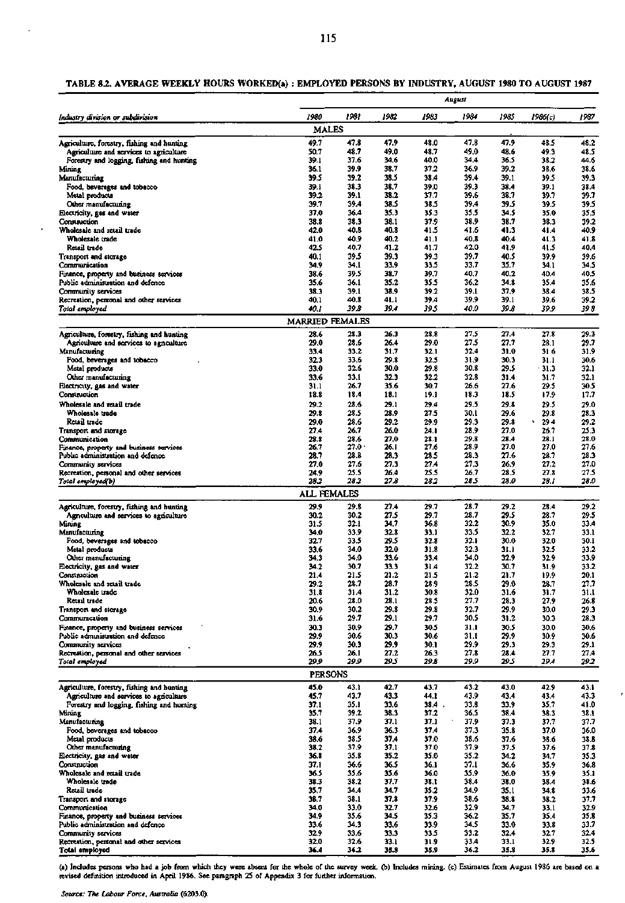**TABLE 8.2. AVERAGE WEEKLY HOURS WORKED(a) : EMPLOYED PERSONS BY INDUSTRY, AUGUST 1980 TO AUGUST 1987**

| Industry division or subdivision | August | | | | | | | |
|---|---|---|---|---|---|---|---|---|
| | 1980 | 1981 | 1982 | 1983 | 1984 | 1985 | 1986(c) | 1987 |
| **MALES** | | | | | | | | |
| Agriculture, forestry, fishing and hunting | 49.7 | 47.8 | 47.9 | 48.0 | 47.8 | 47.9 | 48.5 | 48.2 |
| Agriculture and services to agriculture | 50.7 | 48.7 | 49.0 | 48.7 | 49.0 | 48.6 | 49.3 | 48.5 |
| Forestry and logging, fishing and hunting | 39.1 | 37.6 | 34.6 | 40.0 | 34.4 | 36.5 | 38.2 | 44.6 |
| Mining | 36.1 | 39.9 | 38.7 | 37.2 | 36.9 | 39.2 | 38.6 | 38.6 |
| Manufacturing | 39.5 | 39.2 | 38.5 | 38.4 | 39.4 | 39.1 | 39.5 | 39.3 |
| Food, beverages and tobacco | 39.1 | 38.3 | 38.7 | 39.0 | 39.3 | 38.4 | 39.1 | 38.4 |
| Metal products | 39.2 | 39.1 | 38.2 | 37.7 | 39.6 | 38.7 | 39.7 | 39.7 |
| Other manufacturing | 39.7 | 39.4 | 38.5 | 38.5 | 39.4 | 39.5 | 39.5 | 39.5 |
| Electricity, gas and water | 37.0 | 36.4 | 35.3 | 35.3 | 35.5 | 34.5 | 35.0 | 35.5 |
| Construction | 38.8 | 38.3 | 38.1 | 37.9 | 38.9 | 38.7 | 38.3 | 39.2 |
| Wholesale and retail trade | 42.0 | 40.8 | 40.8 | 41.5 | 41.6 | 41.3 | 41.4 | 40.9 |
| Wholesale trade | 41.0 | 40.9 | 40.2 | 41.1 | 40.8 | 40.4 | 41.3 | 41.8 |
| Retail trade | 42.5 | 40.7 | 41.2 | 41.7 | 42.0 | 41.9 | 41.5 | 40.4 |
| Transport and storage | 40.1 | 39.5 | 39.3 | 39.3 | 39.7 | 40.5 | 39.9 | 39.6 |
| Communication | 34.9 | 34.1 | 33.9 | 33.5 | 33.7 | 35.7 | 34.1 | 34.5 |
| Finance, property and business services | 38.6 | 39.5 | 38.7 | 39.7 | 40.7 | 40.2 | 40.4 | 40.5 |
| Public administration and defence | 35.6 | 36.1 | 35.2 | 35.5 | 36.2 | 34.8 | 35.4 | 35.6 |
| Community services | 38.3 | 39.1 | 38.9 | 39.2 | 39.1 | 37.9 | 38.4 | 38.5 |
| Recreation, personal and other services | 40.1 | 40.8 | 41.1 | 39.4 | 39.9 | 39.1 | 39.6 | 39.2 |
| *Total employed* | *40.1* | *39.8* | *39.4* | *39.5* | *40.0* | *39.8* | *39.9* | *39.8* |
| **MARRIED FEMALES** | | | | | | | | |
| Agriculture, forestry, fishing and hunting | 28.6 | 28.3 | 26.3 | 28.8 | 27.5 | 27.4 | 27.8 | 29.3 |
| Agriculture and services to agriculture | 29.0 | 28.6 | 26.4 | 29.0 | 27.5 | 27.7 | 28.1 | 29.7 |
| Manufacturing | 33.4 | 33.2 | 31.7 | 32.1 | 32.4 | 31.0 | 31.6 | 31.9 |
| Food, beverages and tobacco | 32.3 | 33.6 | 29.8 | 32.5 | 31.9 | 30.3 | 31.1 | 30.6 |
| Metal products | 33.0 | 32.6 | 30.0 | 29.8 | 30.8 | 29.5 | 31.3 | 32.1 |
| Other manufacturing | 33.6 | 33.1 | 32.3 | 32.2 | 32.8 | 31.4 | 31.7 | 32.1 |
| Electricity, gas and water | 31.1 | 26.7 | 35.6 | 30.7 | 26.6 | 27.6 | 29.5 | 30.5 |
| Construction | 18.8 | 18.4 | 18.1 | 19.1 | 18.3 | 18.5 | 17.9 | 17.7 |
| Wholesale and retail trade | 29.2 | 28.6 | 29.1 | 29.4 | 29.5 | 29.8 | 29.5 | 29.0 |
| Wholesale trade | 29.8 | 28.5 | 28.9 | 27.5 | 30.1 | 29.6 | 29.8 | 28.3 |
| Retail trade | 29.0 | 28.6 | 29.2 | 29.9 | 29.3 | 29.8 | 29.4 | 29.2 |
| Transport and storage | 27.4 | 26.7 | 26.0 | 24.1 | 28.9 | 27.0 | 26.7 | 25.3 |
| Communication | 28.8 | 28.6 | 27.0 | 28.1 | 29.8 | 28.4 | 28.1 | 28.0 |
| Finance, property and business services | 26.7 | 27.0 | 26.1 | 27.6 | 28.9 | 27.0 | 27.0 | 27.6 |
| Public administration and defence | 28.7 | 28.8 | 28.3 | 28.5 | 28.3 | 27.6 | 28.7 | 28.3 |
| Community services | 27.0 | 27.6 | 27.3 | 27.4 | 27.3 | 26.9 | 27.2 | 27.0 |
| Recreation, personal and other services | 24.9 | 25.5 | 26.4 | 25.5 | 26.7 | 28.5 | 27.8 | 27.5 |
| *Total employed(b)* | *28.2* | *28.2* | *27.8* | *28.2* | *28.5* | *28.0* | *28.1* | *28.0* |
| **ALL FEMALES** | | | | | | | | |
| Agriculture, forestry, fishing and hunting | 29.9 | 29.8 | 27.4 | 29.7 | 28.7 | 29.2 | 28.4 | 29.2 |
| Agriculture and services to agriculture | 30.2 | 30.2 | 27.5 | 29.7 | 28.7 | 29.5 | 28.7 | 29.5 |
| Mining | 31.5 | 32.1 | 34.7 | 36.8 | 32.2 | 30.9 | 35.0 | 33.4 |
| Manufacturing | 34.0 | 33.9 | 32.8 | 33.1 | 33.5 | 32.2 | 32.7 | 33.1 |
| Food, beverages and tobacco | 32.7 | 33.5 | 29.5 | 32.8 | 32.1 | 30.0 | 32.0 | 30.1 |
| Metal products | 33.6 | 34.0 | 32.0 | 31.8 | 32.3 | 31.1 | 32.5 | 33.2 |
| Other manufacturing | 34.3 | 34.0 | 33.6 | 33.4 | 34.0 | 32.9 | 32.9 | 33.9 |
| Electricity, gas and water | 34.2 | 30.7 | 33.3 | 31.4 | 32.2 | 30.7 | 31.9 | 33.2 |
| Construction | 21.4 | 21.5 | 21.2 | 21.5 | 21.2 | 21.7 | 19.9 | 20.1 |
| Wholesale and retail trade | 29.2 | 28.7 | 28.7 | 28.9 | 28.5 | 29.0 | 28.7 | 27.7 |
| Wholesale trade | 31.8 | 31.4 | 31.2 | 30.8 | 32.0 | 31.6 | 31.7 | 31.1 |
| Retail trade | 20.6 | 28.0 | 28.1 | 28.5 | 27.7 | 28.3 | 27.9 | 26.8 |
| Transport and storage | 30.9 | 30.2 | 29.8 | 29.8 | 32.7 | 29.9 | 30.0 | 29.3 |
| Communication | 31.6 | 29.7 | 29.1 | 29.7 | 30.5 | 31.2 | 30.3 | 28.3 |
| Finance, property and business services | 30.3 | 30.9 | 29.7 | 30.5 | 31.1 | 30.5 | 30.0 | 30.6 |
| Public administration and defence | 29.9 | 30.6 | 30.3 | 30.6 | 31.1 | 29.9 | 30.9 | 30.6 |
| Community services | 29.9 | 30.3 | 29.9 | 30.1 | 29.9 | 29.3 | 29.3 | 29.1 |
| Recreation, personal and other services | 26.5 | 26.1 | 27.2 | 26.3 | 27.8 | 28.4 | 27.7 | 27.4 |
| *Total employed* | *29.9* | *29.9* | *29.5* | *29.8* | *29.9* | *29.5* | *29.4* | *29.2* |
| **PERSONS** | | | | | | | | |
| Agriculture, forestry, fishing and hunting | 45.0 | 43.1 | 42.7 | 43.7 | 43.2 | 43.0 | 42.9 | 43.1 |
| Agriculture and services to agriculture | 45.7 | 43.7 | 43.3 | 44.1 | 43.9 | 43.4 | 43.4 | 43.3 |
| Forestry and logging, fishing and hunting | 37.1 | 35.1 | 33.6 | 38.4 | 33.8 | 33.9 | 35.7 | 41.0 |
| Mining | 35.7 | 39.2 | 38.3 | 37.2 | 36.5 | 38.4 | 38.3 | 38.1 |
| Manufacturing | 38.1 | 37.9 | 37.1 | 37.1 | 37.9 | 37.3 | 37.7 | 37.7 |
| Food, beverages and tobacco | 37.4 | 36.9 | 36.3 | 37.4 | 37.3 | 35.8 | 37.0 | 36.0 |
| Metal products | 38.6 | 38.5 | 37.4 | 37.0 | 38.6 | 37.6 | 38.6 | 38.8 |
| Other manufacturing | 38.2 | 37.9 | 37.1 | 37.0 | 37.9 | 37.5 | 37.6 | 37.8 |
| Electricity, gas and water | 36.8 | 35.8 | 35.2 | 35.0 | 35.2 | 34.2 | 34.7 | 35.3 |
| Construction | 37.1 | 36.6 | 36.5 | 36.1 | 37.1 | 36.6 | 35.9 | 36.8 |
| Wholesale and retail trade | 36.5 | 35.6 | 35.6 | 36.0 | 35.9 | 36.0 | 35.9 | 35.1 |
| Wholesale trade | 38.3 | 38.2 | 37.7 | 38.1 | 38.4 | 38.0 | 38.4 | 38.6 |
| Retail trade | 35.7 | 34.4 | 34.7 | 35.2 | 34.9 | 35.1 | 34.8 | 33.6 |
| Transport and storage | 38.7 | 38.1 | 37.8 | 37.9 | 38.6 | 38.8 | 38.2 | 37.7 |
| Communication | 34.0 | 33.0 | 32.7 | 32.6 | 32.9 | 34.7 | 33.1 | 32.9 |
| Finance, property and business services | 34.9 | 35.6 | 34.5 | 35.3 | 36.2 | 35.7 | 35.4 | 35.8 |
| Public administration and defence | 33.6 | 34.3 | 33.6 | 33.9 | 34.5 | 33.0 | 33.8 | 33.7 |
| Community services | 32.9 | 33.6 | 33.3 | 33.5 | 33.2 | 32.4 | 32.7 | 32.4 |
| Recreation, personal and other services | 32.0 | 32.6 | 33.1 | 31.9 | 33.4 | 33.1 | 32.9 | 32.5 |
| Total employed | 36.4 | 36.2 | 35.8 | 35.9 | 36.2 | 35.8 | 35.8 | 35.6 |

(a) Includes persons who had a job from which they were absent for the whole of the survey week. (b) Includes mining. (c) Estimates from August 1986 are based on a revised definition introduced in April 1986. See paragraph 25 of Appendix 3 for further information.

*Source: The Labour Force, Australia* (6203.0).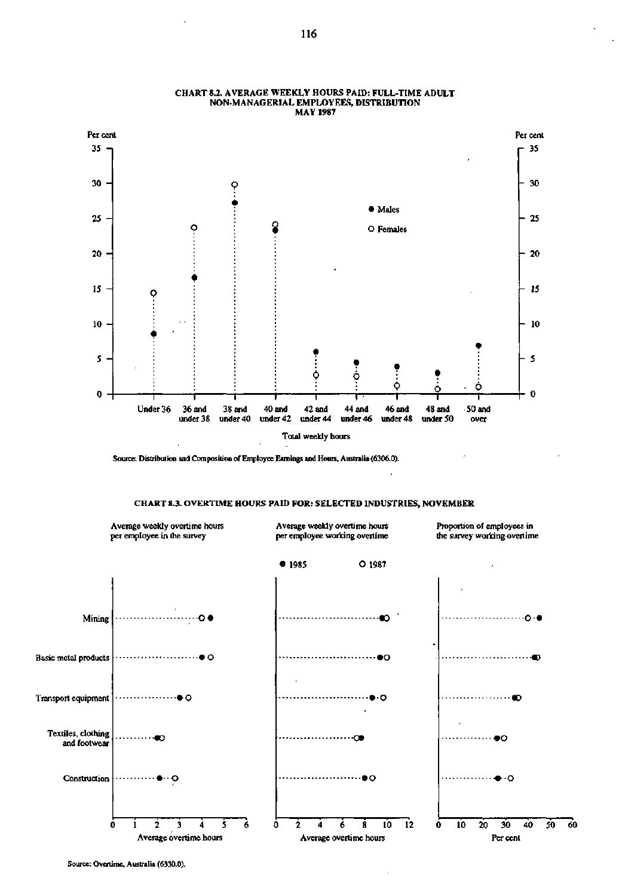**CHART 8.2. AVERAGE WEEKLY HOURS PAID: FULL-TIME ADULT NON-MANAGERIAL EMPLOYEES, DISTRIBUTION MAY 1987**

Per cent

● Males

○ Females

Under 36 | 36 and under 38 | 38 and under 40 | 40 and under 42 | 42 and under 44 | 44 and under 46 | 46 and under 48 | 48 and under 50 | 50 and over

Total weekly hours

Source: Distribution and Composition of Employee Earnings and Hours, Australia (6306.0).

**CHART 8.3. OVERTIME HOURS PAID FOR: SELECTED INDUSTRIES, NOVEMBER**

Average weekly overtime hours per employee in the survey | Average weekly overtime hours per employee working overtime | Proportion of employees in the survey working overtime

● 1985 ○ 1987

Mining

Basic metal products

Transport equipment

Textiles, clothing and footwear

Construction

Average overtime hours | Average overtime hours | Per cent

Source: Overtime, Australia (6330.0).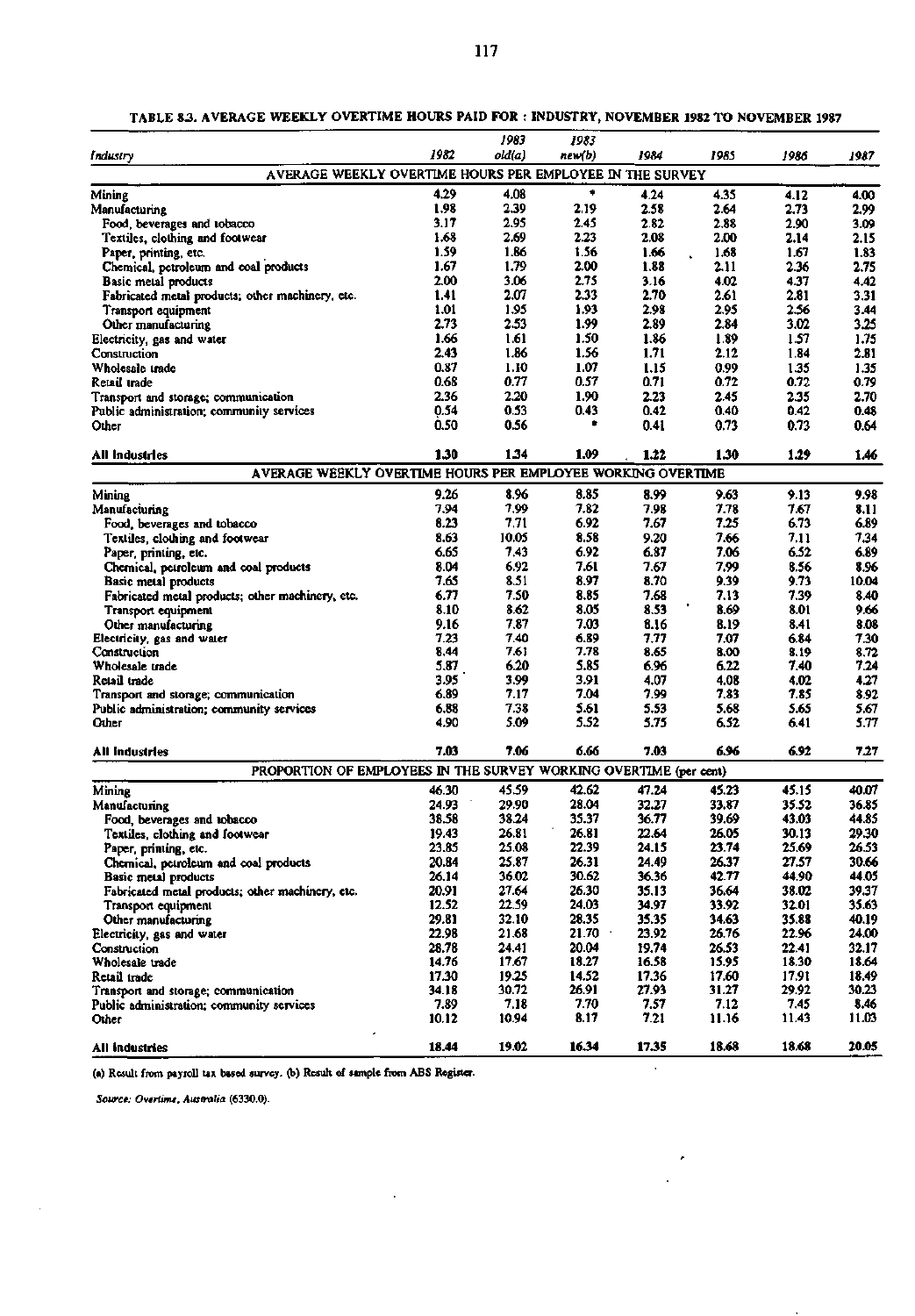**TABLE 8.3. AVERAGE WEEKLY OVERTIME HOURS PAID FOR : INDUSTRY, NOVEMBER 1982 TO NOVEMBER 1987**

| Industry | 1982 | 1983 old(a) | 1983 new(b) | 1984 | 1985 | 1986 | 1987 |
|---|---|---|---|---|---|---|---|
| **AVERAGE WEEKLY OVERTIME HOURS PER EMPLOYEE IN THE SURVEY** | | | | | | | |
| Mining | 4.29 | 4.08 | * | 4.24 | 4.35 | 4.12 | 4.00 |
| Manufacturing | 1.98 | 2.39 | 2.19 | 2.58 | 2.64 | 2.73 | 2.99 |
| Food, beverages and tobacco | 3.17 | 2.95 | 2.45 | 2.82 | 2.88 | 2.90 | 3.09 |
| Textiles, clothing and footwear | 1.68 | 2.69 | 2.23 | 2.08 | 2.00 | 2.14 | 2.15 |
| Paper, printing, etc. | 1.59 | 1.86 | 1.56 | 1.66 | 1.68 | 1.67 | 1.83 |
| Chemical, petroleum and coal products | 1.67 | 1.79 | 2.00 | 1.88 | 2.11 | 2.36 | 2.75 |
| Basic metal products | 2.00 | 3.06 | 2.75 | 3.16 | 4.02 | 4.37 | 4.42 |
| Fabricated metal products; other machinery, etc. | 1.41 | 2.07 | 2.33 | 2.70 | 2.61 | 2.81 | 3.31 |
| Transport equipment | 1.01 | 1.95 | 1.93 | 2.98 | 2.95 | 2.56 | 3.44 |
| Other manufacturing | 2.73 | 2.53 | 1.99 | 2.89 | 2.84 | 3.02 | 3.25 |
| Electricity, gas and water | 1.66 | 1.61 | 1.50 | 1.86 | 1.89 | 1.57 | 1.75 |
| Construction | 2.43 | 1.86 | 1.56 | 1.71 | 2.12 | 1.84 | 2.81 |
| Wholesale trade | 0.87 | 1.10 | 1.07 | 1.15 | 0.99 | 1.35 | 1.35 |
| Retail trade | 0.68 | 0.77 | 0.57 | 0.71 | 0.72 | 0.72 | 0.79 |
| Transport and storage; communication | 2.36 | 2.20 | 1.90 | 2.23 | 2.45 | 2.35 | 2.70 |
| Public administration; community services | 0.54 | 0.53 | 0.43 | 0.42 | 0.40 | 0.42 | 0.48 |
| Other | 0.50 | 0.56 | * | 0.41 | 0.73 | 0.73 | 0.64 |
| **All Industries** | **1.30** | **1.34** | **1.09** | **1.22** | **1.30** | **1.29** | **1.46** |
| **AVERAGE WEEKLY OVERTIME HOURS PER EMPLOYEE WORKING OVERTIME** | | | | | | | |
| Mining | 9.26 | 8.96 | 8.85 | 8.99 | 9.63 | 9.13 | 9.98 |
| Manufacturing | 7.94 | 7.99 | 7.82 | 7.98 | 7.78 | 7.67 | 8.11 |
| Food, beverages and tobacco | 8.23 | 7.71 | 6.92 | 7.67 | 7.25 | 6.73 | 6.89 |
| Textiles, clothing and footwear | 8.63 | 10.05 | 8.58 | 9.20 | 7.66 | 7.11 | 7.34 |
| Paper, printing, etc. | 6.65 | 7.43 | 6.92 | 6.87 | 7.06 | 6.52 | 6.89 |
| Chemical, petroleum and coal products | 8.04 | 6.92 | 7.61 | 7.67 | 7.99 | 8.56 | 8.96 |
| Basic metal products | 7.65 | 8.51 | 8.97 | 8.70 | 9.39 | 9.73 | 10.04 |
| Fabricated metal products; other machinery, etc. | 6.77 | 7.50 | 8.85 | 7.68 | 7.13 | 7.39 | 8.40 |
| Transport equipment | 8.10 | 8.62 | 8.05 | 8.53 | 8.69 | 8.01 | 9.66 |
| Other manufacturing | 9.16 | 7.87 | 7.03 | 8.16 | 8.19 | 8.41 | 8.08 |
| Electricity, gas and water | 7.23 | 7.40 | 6.89 | 7.77 | 7.07 | 6.84 | 7.30 |
| Construction | 8.44 | 7.61 | 7.78 | 8.65 | 8.00 | 8.19 | 8.72 |
| Wholesale trade | 5.87 | 6.20 | 5.85 | 6.96 | 6.22 | 7.40 | 7.24 |
| Retail trade | 3.95 | 3.99 | 3.91 | 4.07 | 4.08 | 4.02 | 4.27 |
| Transport and storage; communication | 6.89 | 7.17 | 7.04 | 7.99 | 7.83 | 7.85 | 8.92 |
| Public administration; community services | 6.88 | 7.38 | 5.61 | 5.53 | 5.68 | 5.65 | 5.67 |
| Other | 4.90 | 5.09 | 5.52 | 5.75 | 6.52 | 6.41 | 5.77 |
| **All Industries** | **7.03** | **7.06** | **6.66** | **7.03** | **6.96** | **6.92** | **7.27** |
| **PROPORTION OF EMPLOYEES IN THE SURVEY WORKING OVERTIME (per cent)** | | | | | | | |
| Mining | 46.30 | 45.59 | 42.62 | 47.24 | 45.23 | 45.15 | 40.07 |
| Manufacturing | 24.93 | 29.90 | 28.04 | 32.27 | 33.87 | 35.52 | 36.85 |
| Food, beverages and tobacco | 38.58 | 38.24 | 35.37 | 36.77 | 39.69 | 43.03 | 44.85 |
| Textiles, clothing and footwear | 19.43 | 26.81 | 26.81 | 22.64 | 26.05 | 30.13 | 29.30 |
| Paper, printing, etc. | 23.85 | 25.08 | 22.39 | 24.15 | 23.74 | 25.69 | 26.53 |
| Chemical, petroleum and coal products | 20.84 | 25.87 | 26.31 | 24.49 | 26.37 | 27.57 | 30.66 |
| Basic metal products | 26.14 | 36.02 | 30.62 | 36.36 | 42.77 | 44.90 | 44.05 |
| Fabricated metal products; other machinery, etc. | 20.91 | 27.64 | 26.30 | 35.13 | 36.64 | 38.02 | 39.37 |
| Transport equipment | 12.52 | 22.59 | 24.03 | 34.97 | 33.92 | 32.01 | 35.63 |
| Other manufacturing | 29.81 | 32.10 | 28.35 | 35.35 | 34.63 | 35.88 | 40.19 |
| Electricity, gas and water | 22.98 | 21.68 | 21.70 | 23.92 | 26.76 | 22.96 | 24.00 |
| Construction | 28.78 | 24.41 | 20.04 | 19.74 | 26.53 | 22.41 | 32.17 |
| Wholesale trade | 14.76 | 17.67 | 18.27 | 16.58 | 15.95 | 18.30 | 18.64 |
| Retail trade | 17.30 | 19.25 | 14.52 | 17.36 | 17.60 | 17.91 | 18.49 |
| Transport and storage; communication | 34.18 | 30.72 | 26.91 | 27.93 | 31.27 | 29.92 | 30.23 |
| Public administration; community services | 7.89 | 7.18 | 7.70 | 7.57 | 7.12 | 7.45 | 8.46 |
| Other | 10.12 | 10.94 | 8.17 | 7.21 | 11.16 | 11.43 | 11.03 |
| **All Industries** | **18.44** | **19.02** | **16.34** | **17.35** | **18.68** | **18.68** | **20.05** |

(a) Result from payroll tax based survey. (b) Result of sample from ABS Register.

*Source: Overtime, Australia* (6330.0).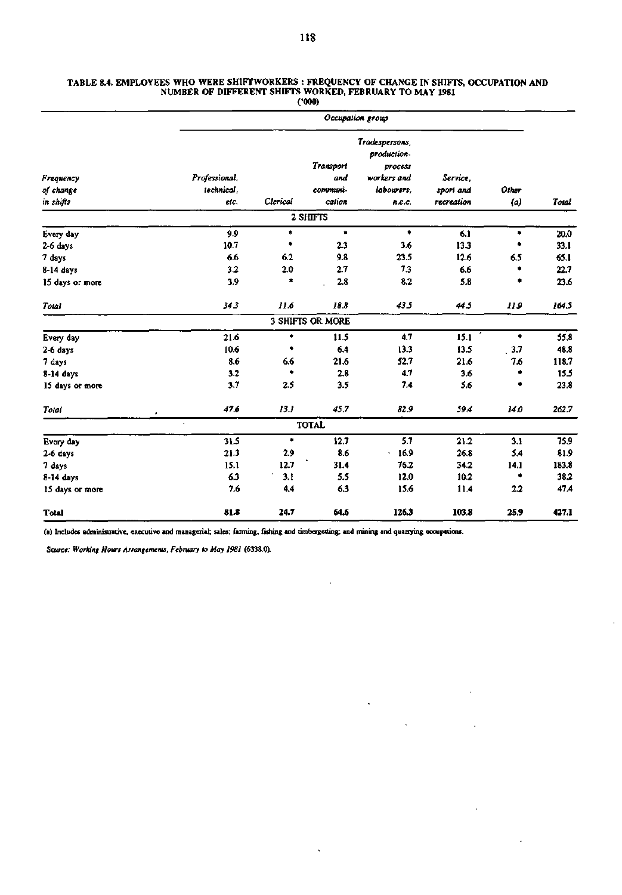**TABLE 8.4. EMPLOYEES WHO WERE SHIFTWORKERS : FREQUENCY OF CHANGE IN SHIFTS, OCCUPATION AND NUMBER OF DIFFERENT SHIFTS WORKED, FEBRUARY TO MAY 1981**

('000)

| | Occupation group | | | | | | |
|---|---|---|---|---|---|---|---|
| *Frequency of change in shifts* | *Professional, technical, etc.* | *Clerical* | *Transport and communi-cation* | *Tradespersons, production-process workers and labourers, n.e.c.* | *Service, sport and recreation* | *Other (a)* | *Total* |
| | | | 2 SHIFTS | | | | |
| Every day | 9.9 | * | * | * | 6.1 | * | 20.0 |
| 2-6 days | 10.7 | * | 2.3 | 3.6 | 13.3 | * | 33.1 |
| 7 days | 6.6 | 6.2 | 9.8 | 23.5 | 12.6 | 6.5 | 65.1 |
| 8-14 days | 3.2 | 2.0 | 2.7 | 7.3 | 6.6 | * | 22.7 |
| 15 days or more | 3.9 | * | 2.8 | 8.2 | 5.8 | * | 23.6 |
| *Total* | *34.3* | *11.6* | *18.8* | *43.5* | *44.5* | *11.9* | *164.5* |
| | | | 3 SHIFTS OR MORE | | | | |
| Every day | 21.6 | * | 11.5 | 4.7 | 15.1 | * | 55.8 |
| 2-6 days | 10.6 | * | 6.4 | 13.3 | 13.5 | 3.7 | 48.8 |
| 7 days | 8.6 | 6.6 | 21.6 | 52.7 | 21.6 | 7.6 | 118.7 |
| 8-14 days | 3.2 | * | 2.8 | 4.7 | 3.6 | * | 15.5 |
| 15 days or more | 3.7 | 2.5 | 3.5 | 7.4 | 5.6 | * | 23.8 |
| *Total* | *47.6* | *13.1* | *45.7* | *82.9* | *59.4* | *14.0* | *262.7* |
| | | | TOTAL | | | | |
| Every day | 31.5 | * | 12.7 | 5.7 | 21.2 | 3.1 | 75.9 |
| 2-6 days | 21.3 | 2.9 | 8.6 | 16.9 | 26.8 | 5.4 | 81.9 |
| 7 days | 15.1 | 12.7 | 31.4 | 76.2 | 34.2 | 14.1 | 183.8 |
| 8-14 days | 6.3 | 3.1 | 5.5 | 12.0 | 10.2 | * | 38.2 |
| 15 days or more | 7.6 | 4.4 | 6.3 | 15.6 | 11.4 | 2.2 | 47.4 |
| **Total** | **81.8** | **24.7** | **64.6** | **126.3** | **103.8** | **25.9** | **427.1** |

(a) Includes administrative, executive and managerial; sales; farming, fishing and timbergetting; and mining and quarrying occupations.

*Source: Working Hours Arrangements, February to May 1981* (6338.0).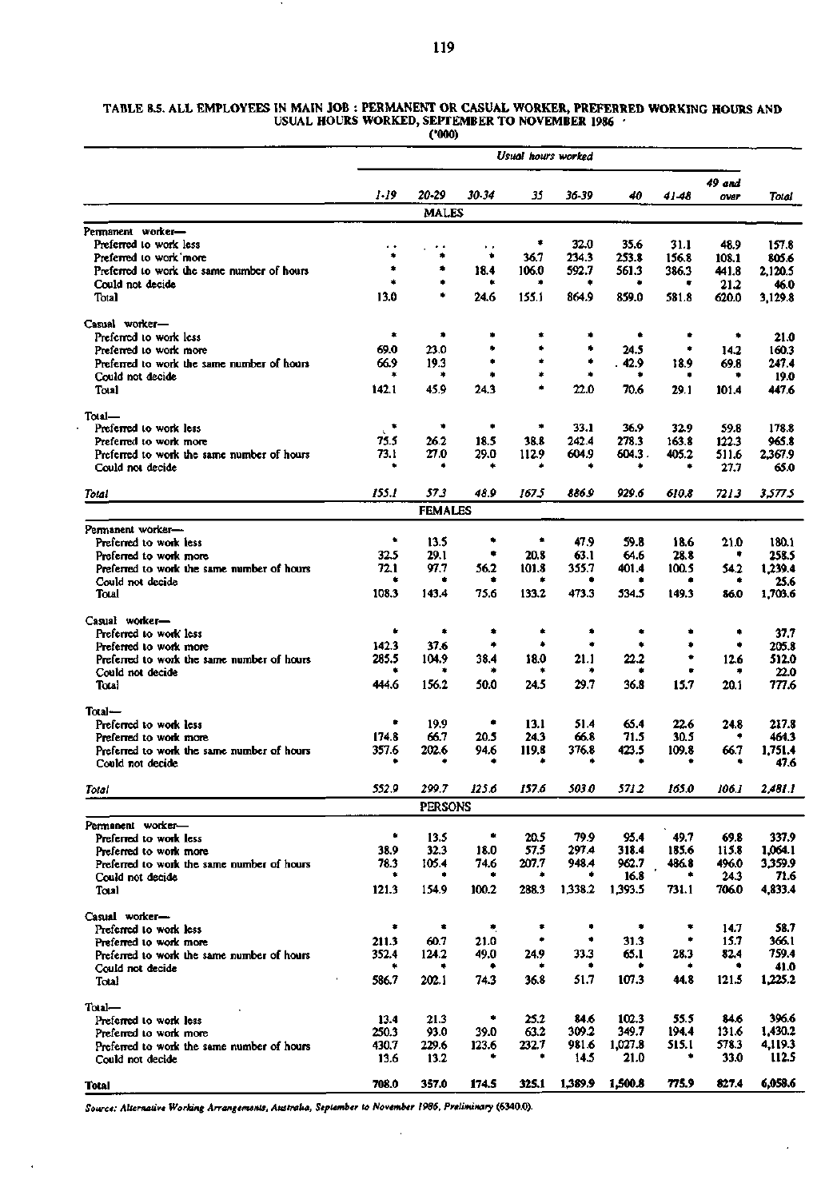**TABLE 8.5. ALL EMPLOYEES IN MAIN JOB : PERMANENT OR CASUAL WORKER, PREFERRED WORKING HOURS AND USUAL HOURS WORKED, SEPTEMBER TO NOVEMBER 1986**

('000)

| | *Usual hours worked* | | | | | | | | |
|---|---|---|---|---|---|---|---|---|---|
| | *1-19* | *20-29* | *30-34* | *35* | *36-39* | *40* | *41-48* | *49 and over* | *Total* |
| **MALES** | | | | | | | | | |
| Permanent worker— | | | | | | | | | |
| Preferred to work less | .. | .. | .. | * | 32.0 | 35.6 | 31.1 | 48.9 | 157.8 |
| Preferred to work more | * | * | * | 36.7 | 234.3 | 253.8 | 156.8 | 108.1 | 805.6 |
| Preferred to work the same number of hours | * | * | 18.4 | 106.0 | 592.7 | 561.3 | 386.3 | 441.8 | 2,120.5 |
| Could not decide | * | * | * | * | * | * | * | 21.2 | 46.0 |
| Total | 13.0 | * | 24.6 | 155.1 | 864.9 | 859.0 | 581.8 | 620.0 | 3,129.8 |
| Casual worker— | | | | | | | | | |
| Preferred to work less | * | * | * | * | * | * | * | * | 21.0 |
| Preferred to work more | 69.0 | 23.0 | * | * | * | 24.5 | * | 14.2 | 160.3 |
| Preferred to work the same number of hours | 66.9 | 19.3 | * | * | * | 42.9 | 18.9 | 69.8 | 247.4 |
| Could not decide | * | * | * | * | * | * | * | * | 19.0 |
| Total | 142.1 | 45.9 | 24.3 | * | 22.0 | 70.6 | 29.1 | 101.4 | 447.6 |
| Total— | | | | | | | | | |
| Preferred to work less | * | * | * | * | 33.1 | 36.9 | 32.9 | 59.8 | 178.8 |
| Preferred to work more | 75.5 | 26.2 | 18.5 | 38.8 | 242.4 | 278.3 | 163.8 | 122.3 | 965.8 |
| Preferred to work the same number of hours | 73.1 | 27.0 | 29.0 | 112.9 | 604.9 | 604.3 | 405.2 | 511.6 | 2,367.9 |
| Could not decide | * | * | * | * | * | * | * | 27.7 | 65.0 |
| *Total* | *155.1* | *57.3* | *48.9* | *167.5* | *886.9* | *929.6* | *610.8* | *721.3* | *3,577.5* |
| **FEMALES** | | | | | | | | | |
| Permanent worker— | | | | | | | | | |
| Preferred to work less | * | 13.5 | * | * | 47.9 | 59.8 | 18.6 | 21.0 | 180.1 |
| Preferred to work more | 32.5 | 29.1 | * | 20.8 | 63.1 | 64.6 | 28.8 | * | 258.5 |
| Preferred to work the same number of hours | 72.1 | 97.7 | 56.2 | 101.8 | 355.7 | 401.4 | 100.5 | 54.2 | 1,239.4 |
| Could not decide | * | * | * | * | * | * | * | * | 25.6 |
| Total | 108.3 | 143.4 | 75.6 | 133.2 | 473.3 | 534.5 | 149.3 | 86.0 | 1,703.6 |
| Casual worker— | | | | | | | | | |
| Preferred to work less | * | * | * | * | * | * | * | * | 37.7 |
| Preferred to work more | 142.3 | 37.6 | * | * | * | * | * | * | 205.8 |
| Preferred to work the same number of hours | 285.5 | 104.9 | 38.4 | 18.0 | 21.1 | 22.2 | * | 12.6 | 512.0 |
| Could not decide | * | * | * | * | * | * | * | * | 22.0 |
| Total | 444.6 | 156.2 | 50.0 | 24.5 | 29.7 | 36.8 | 15.7 | 20.1 | 777.6 |
| Total— | | | | | | | | | |
| Preferred to work less | * | 19.9 | * | 13.1 | 51.4 | 65.4 | 22.6 | 24.8 | 217.8 |
| Preferred to work more | 174.8 | 66.7 | 20.5 | 24.3 | 66.8 | 71.5 | 30.5 | * | 464.3 |
| Preferred to work the same number of hours | 357.6 | 202.6 | 94.6 | 119.8 | 376.8 | 423.5 | 109.8 | 66.7 | 1,751.4 |
| Could not decide | * | * | * | * | * | * | * | * | 47.6 |
| *Total* | *552.9* | *299.7* | *125.6* | *157.6* | *503.0* | *571.2* | *165.0* | *106.1* | *2,481.1* |
| **PERSONS** | | | | | | | | | |
| Permanent worker— | | | | | | | | | |
| Preferred to work less | * | 13.5 | * | 20.5 | 79.9 | 95.4 | 49.7 | 69.8 | 337.9 |
| Preferred to work more | 38.9 | 32.3 | 18.0 | 57.5 | 297.4 | 318.4 | 185.6 | 115.8 | 1,064.1 |
| Preferred to work the same number of hours | 78.3 | 105.4 | 74.6 | 207.7 | 948.4 | 962.7 | 486.8 | 496.0 | 3,359.9 |
| Could not decide | * | * | * | * | * | 16.8 | * | 24.3 | 71.6 |
| Total | 121.3 | 154.9 | 100.2 | 288.3 | 1,338.2 | 1,393.5 | 731.1 | 706.0 | 4,833.4 |
| Casual worker— | | | | | | | | | |
| Preferred to work less | * | * | * | * | * | * | * | 14.7 | 58.7 |
| Preferred to work more | 211.3 | 60.7 | 21.0 | * | * | 31.3 | * | 15.7 | 366.1 |
| Preferred to work the same number of hours | 352.4 | 124.2 | 49.0 | 24.9 | 33.3 | 65.1 | 28.3 | 82.4 | 759.4 |
| Could not decide | * | * | * | * | * | * | * | * | 41.0 |
| Total | 586.7 | 202.1 | 74.3 | 36.8 | 51.7 | 107.3 | 44.8 | 121.5 | 1,225.2 |
| Total— | | | | | | | | | |
| Preferred to work less | 13.4 | 21.3 | * | 25.2 | 84.6 | 102.3 | 55.5 | 84.6 | 396.6 |
| Preferred to work more | 250.3 | 93.0 | 39.0 | 63.2 | 309.2 | 349.7 | 194.4 | 131.6 | 1,430.2 |
| Preferred to work the same number of hours | 430.7 | 229.6 | 123.6 | 232.7 | 981.6 | 1,027.8 | 515.1 | 578.3 | 4,119.3 |
| Could not decide | 13.6 | 13.2 | * | * | 14.5 | 21.0 | * | 33.0 | 112.5 |
| **Total** | **708.0** | **357.0** | **174.5** | **325.1** | **1,389.9** | **1,500.8** | **775.9** | **827.4** | **6,058.6** |

*Source: Alternative Working Arrangements, Australia, September to November 1986, Preliminary* (6340.0).